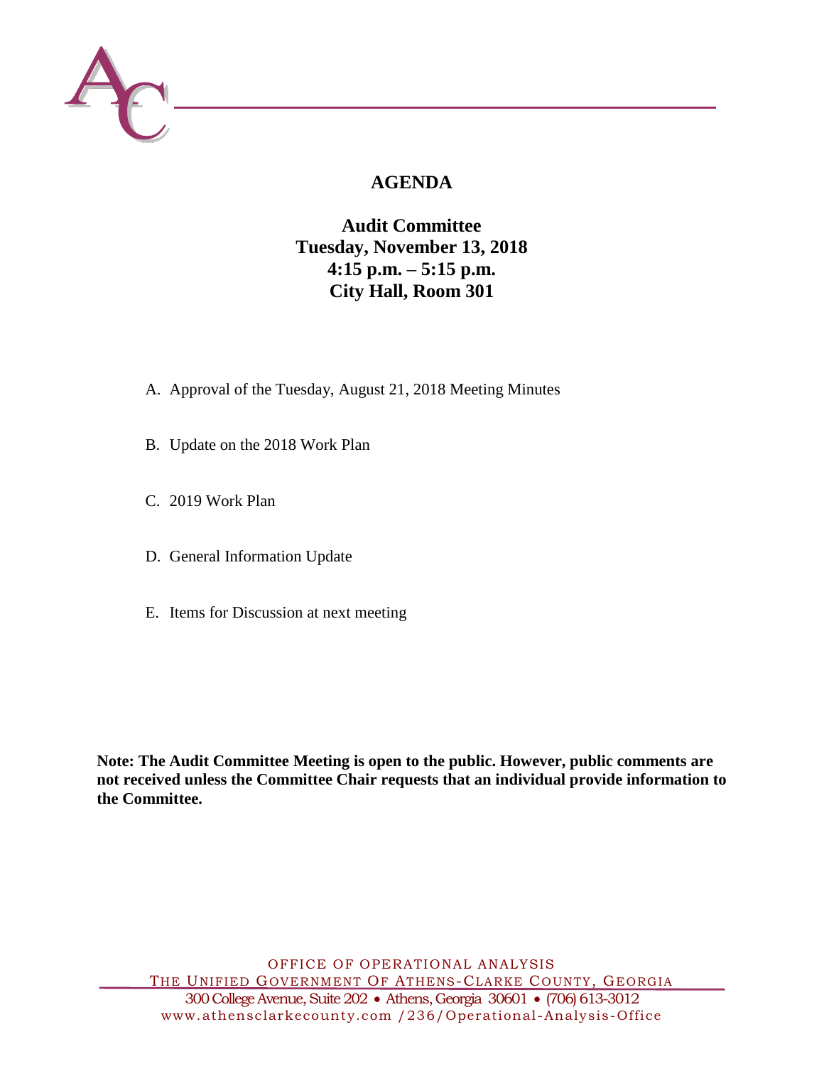# AGENDA

## Audit Committee
## Tuesday, November 13, 2018
## 4:15 p.m. – 5:15 p.m.
## City Hall, Room 301

A. Approval of the Tuesday, August 21, 2018 Meeting Minutes

B. Update on the 2018 Work Plan

C. 2019 Work Plan

D. General Information Update

E. Items for Discussion at next meeting

**Note: The Audit Committee Meeting is open to the public. However, public comments are not received unless the Committee Chair requests that an individual provide information to the Committee.**

OFFICE OF OPERATIONAL ANALYSIS
THE UNIFIED GOVERNMENT OF ATHENS-CLARKE COUNTY, GEORGIA
300 College Avenue, Suite 202 • Athens, Georgia 30601 • (706) 613-3012
www.athensclarkecounty.com /236/Operational-Analysis-Office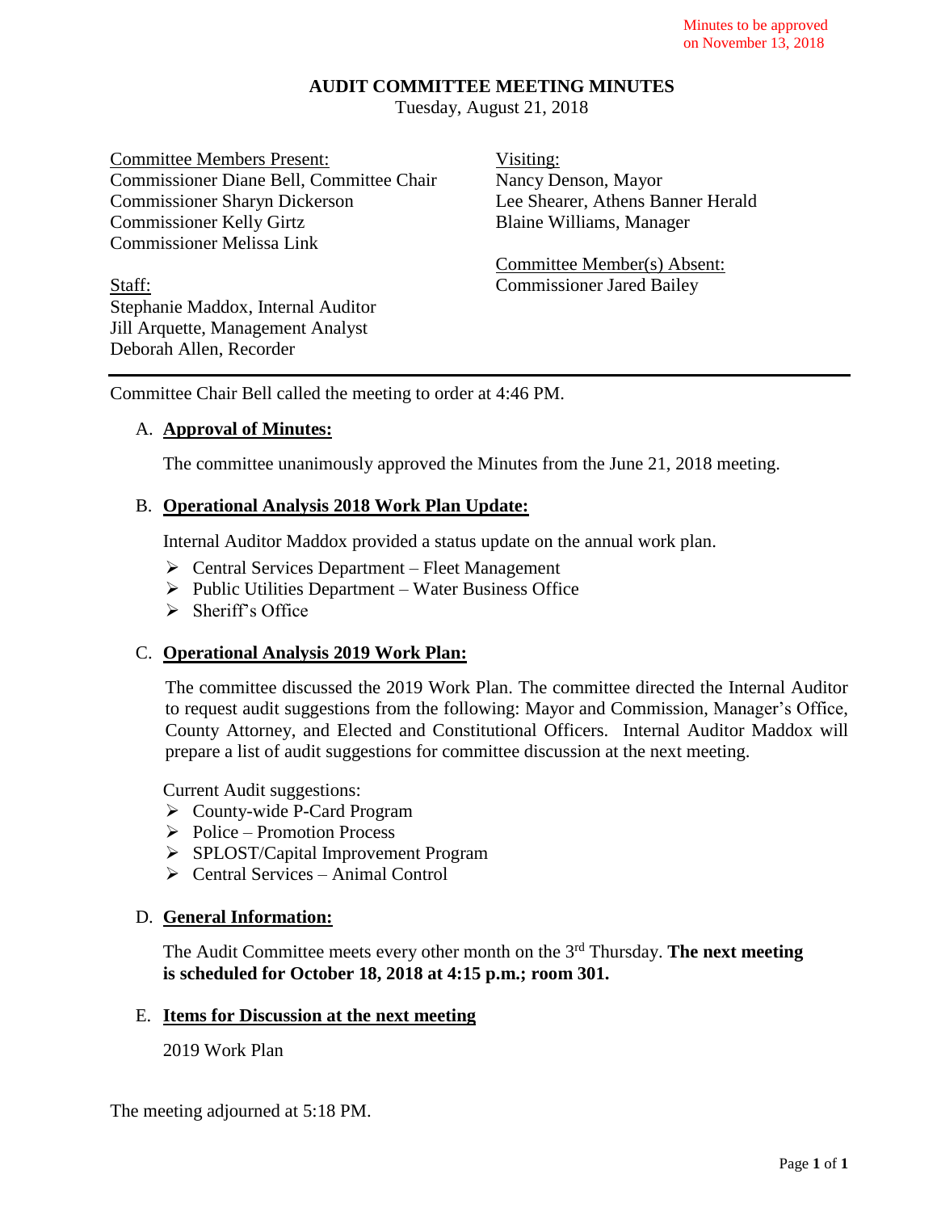Minutes to be approved on November 13, 2018

# AUDIT COMMITTEE MEETING MINUTES

Tuesday, August 21, 2018

Committee Members Present:
Commissioner Diane Bell, Committee Chair
Commissioner Sharyn Dickerson
Commissioner Kelly Girtz
Commissioner Melissa Link

Staff:
Stephanie Maddox, Internal Auditor
Jill Arquette, Management Analyst
Deborah Allen, Recorder

Visiting:
Nancy Denson, Mayor
Lee Shearer, Athens Banner Herald
Blaine Williams, Manager

Committee Member(s) Absent:
Commissioner Jared Bailey

---

Committee Chair Bell called the meeting to order at 4:46 PM.

A. **Approval of Minutes:**

The committee unanimously approved the Minutes from the June 21, 2018 meeting.

B. **Operational Analysis 2018 Work Plan Update:**

Internal Auditor Maddox provided a status update on the annual work plan.

- Central Services Department – Fleet Management
- Public Utilities Department – Water Business Office
- Sheriff's Office

C. **Operational Analysis 2019 Work Plan:**

The committee discussed the 2019 Work Plan. The committee directed the Internal Auditor to request audit suggestions from the following: Mayor and Commission, Manager's Office, County Attorney, and Elected and Constitutional Officers. Internal Auditor Maddox will prepare a list of audit suggestions for committee discussion at the next meeting.

Current Audit suggestions:

- County-wide P-Card Program
- Police – Promotion Process
- SPLOST/Capital Improvement Program
- Central Services – Animal Control

D. **General Information:**

The Audit Committee meets every other month on the 3rd Thursday. **The next meeting is scheduled for October 18, 2018 at 4:15 p.m.; room 301.**

E. **Items for Discussion at the next meeting**

2019 Work Plan

The meeting adjourned at 5:18 PM.